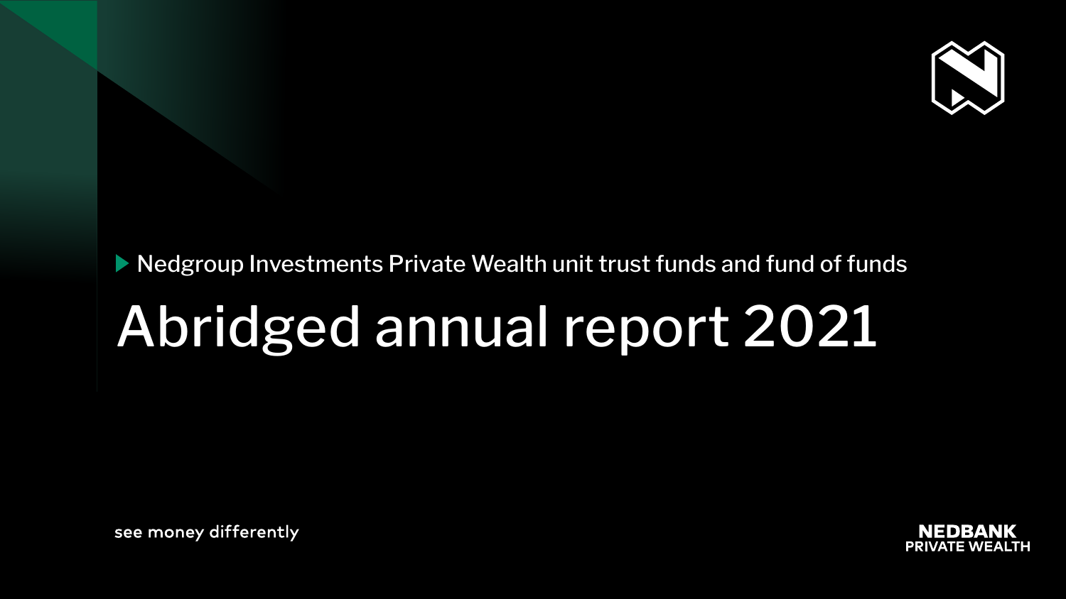Nedgroup Investments Private Wealth unit trust funds and fund of funds

# Abridged annual report 2021

see money differently

NEDBANK PRIVATE WEALTH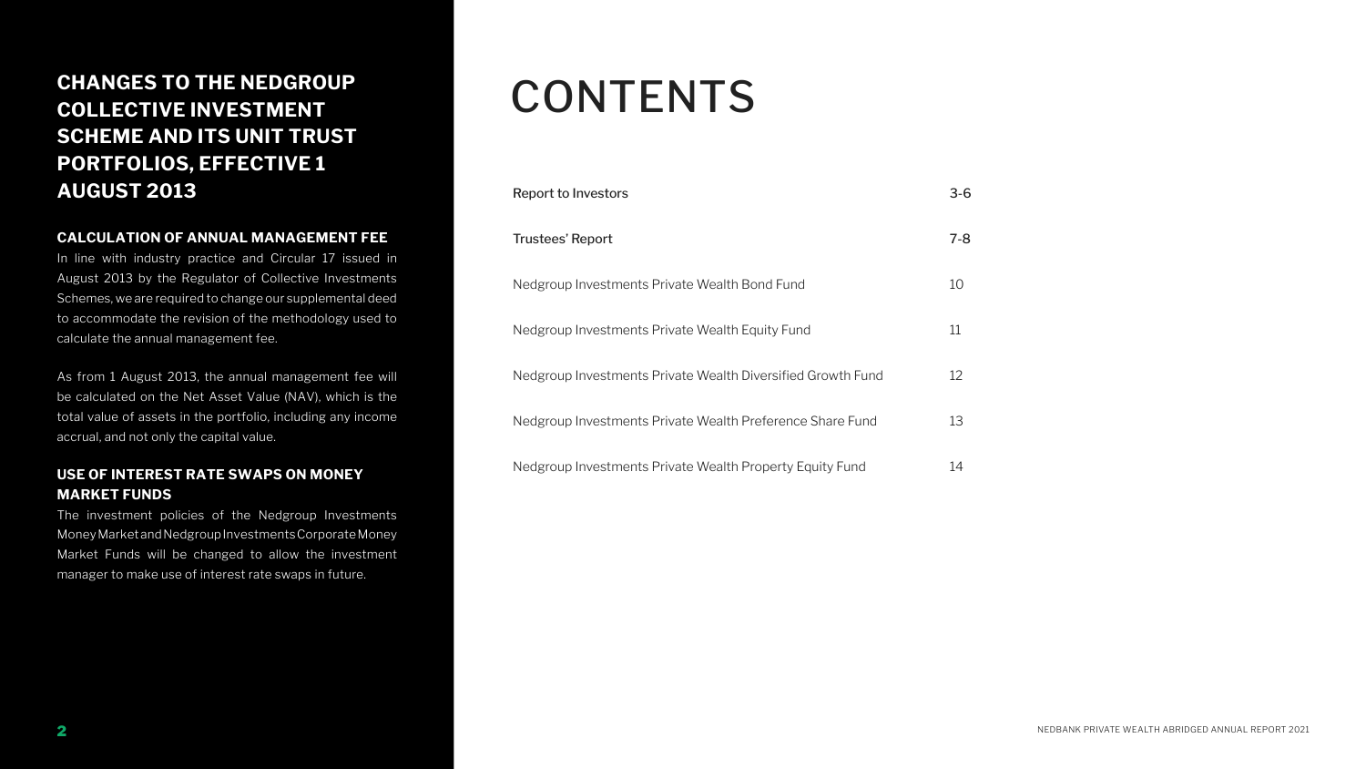## CHANGES TO THE NEDGROUP COLLECTIVE INVESTMENT SCHEME AND ITS UNIT TRUST PORTFOLIOS, EFFECTIVE 1 AUGUST 2013

### CALCULATION OF ANNUAL MANAGEMENT FEE

In line with industry practice and Circular 17 issued in August 2013 by the Regulator of Collective Investments Schemes, we are required to change our supplemental deed to accommodate the revision of the methodology used to calculate the annual management fee.

As from 1 August 2013, the annual management fee will be calculated on the Net Asset Value (NAV), which is the total value of assets in the portfolio, including any income accrual, and not only the capital value.

### USE OF INTEREST RATE SWAPS ON MONEY MARKET FUNDS

The investment policies of the Nedgroup Investments Money Market and Nedgroup Investments Corporate Money Market Funds will be changed to allow the investment manager to make use of interest rate swaps in future.

# CONTENTS

| | |
|---|---|
| Report to Investors | 3-6 |
| Trustees' Report | 7-8 |
| Nedgroup Investments Private Wealth Bond Fund | 10 |
| Nedgroup Investments Private Wealth Equity Fund | 11 |
| Nedgroup Investments Private Wealth Diversified Growth Fund | 12 |
| Nedgroup Investments Private Wealth Preference Share Fund | 13 |
| Nedgroup Investments Private Wealth Property Equity Fund | 14 |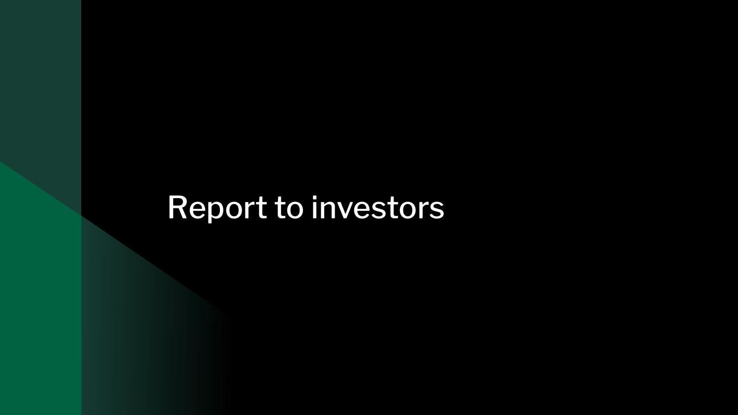# Report to investors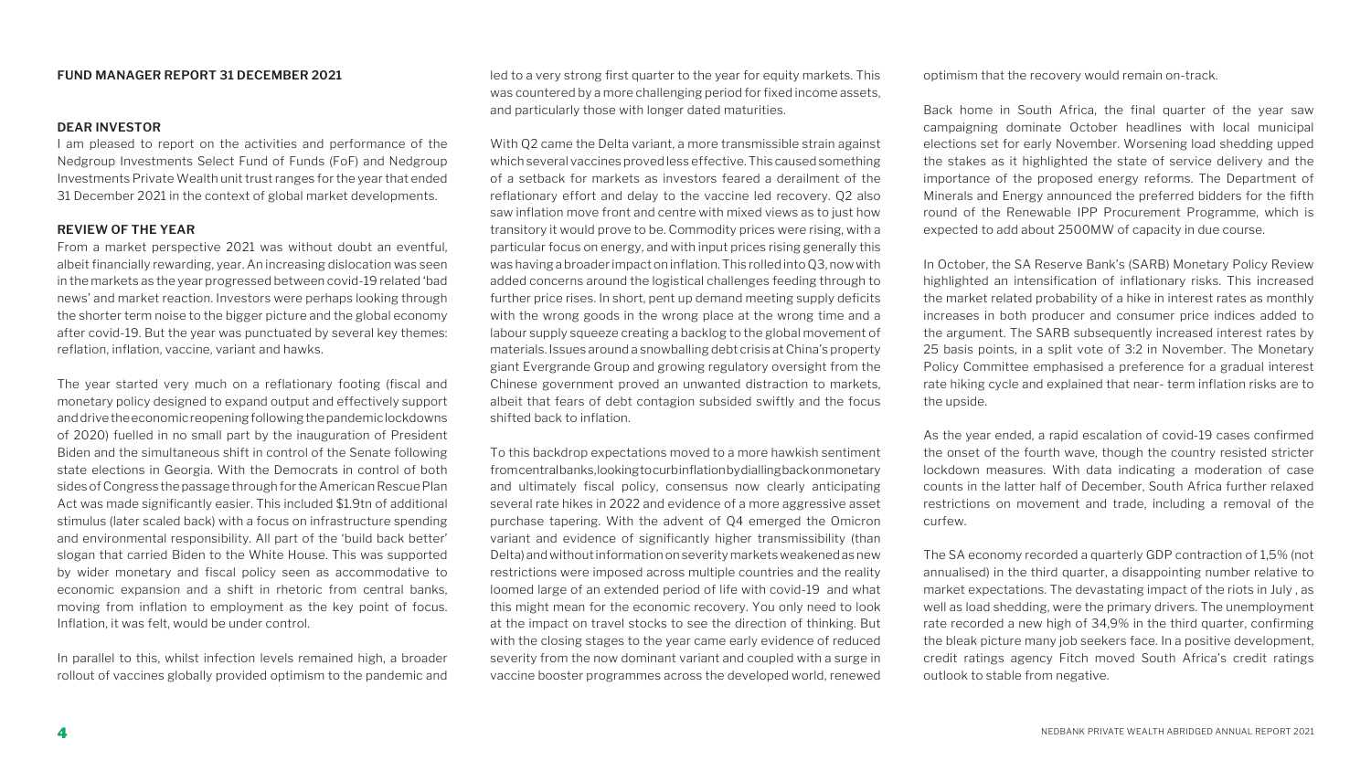**FUND MANAGER REPORT 31 DECEMBER 2021**

**DEAR INVESTOR**

I am pleased to report on the activities and performance of the Nedgroup Investments Select Fund of Funds (FoF) and Nedgroup Investments Private Wealth unit trust ranges for the year that ended 31 December 2021 in the context of global market developments.

**REVIEW OF THE YEAR**

From a market perspective 2021 was without doubt an eventful, albeit financially rewarding, year. An increasing dislocation was seen in the markets as the year progressed between covid-19 related 'bad news' and market reaction. Investors were perhaps looking through the shorter term noise to the bigger picture and the global economy after covid-19. But the year was punctuated by several key themes: reflation, inflation, vaccine, variant and hawks.

The year started very much on a reflationary footing (fiscal and monetary policy designed to expand output and effectively support and drive the economic reopening following the pandemic lockdowns of 2020) fuelled in no small part by the inauguration of President Biden and the simultaneous shift in control of the Senate following state elections in Georgia. With the Democrats in control of both sides of Congress the passage through for the American Rescue Plan Act was made significantly easier. This included $1.9tn of additional stimulus (later scaled back) with a focus on infrastructure spending and environmental responsibility. All part of the 'build back better' slogan that carried Biden to the White House. This was supported by wider monetary and fiscal policy seen as accommodative to economic expansion and a shift in rhetoric from central banks, moving from inflation to employment as the key point of focus. Inflation, it was felt, would be under control.

In parallel to this, whilst infection levels remained high, a broader rollout of vaccines globally provided optimism to the pandemic and led to a very strong first quarter to the year for equity markets. This was countered by a more challenging period for fixed income assets, and particularly those with longer dated maturities.

With Q2 came the Delta variant, a more transmissible strain against which several vaccines proved less effective. This caused something of a setback for markets as investors feared a derailment of the reflationary effort and delay to the vaccine led recovery. Q2 also saw inflation move front and centre with mixed views as to just how transitory it would prove to be. Commodity prices were rising, with a particular focus on energy, and with input prices rising generally this was having a broader impact on inflation. This rolled into Q3, now with added concerns around the logistical challenges feeding through to further price rises. In short, pent up demand meeting supply deficits with the wrong goods in the wrong place at the wrong time and a labour supply squeeze creating a backlog to the global movement of materials. Issues around a snowballing debt crisis at China's property giant Evergrande Group and growing regulatory oversight from the Chinese government proved an unwanted distraction to markets, albeit that fears of debt contagion subsided swiftly and the focus shifted back to inflation.

To this backdrop expectations moved to a more hawkish sentiment from central banks, looking to curb inflation by dialling back on monetary and ultimately fiscal policy, consensus now clearly anticipating several rate hikes in 2022 and evidence of a more aggressive asset purchase tapering. With the advent of Q4 emerged the Omicron variant and evidence of significantly higher transmissibility (than Delta) and without information on severity markets weakened as new restrictions were imposed across multiple countries and the reality loomed large of an extended period of life with covid-19 and what this might mean for the economic recovery. You only need to look at the impact on travel stocks to see the direction of thinking. But with the closing stages to the year came early evidence of reduced severity from the now dominant variant and coupled with a surge in vaccine booster programmes across the developed world, renewed optimism that the recovery would remain on-track.

Back home in South Africa, the final quarter of the year saw campaigning dominate October headlines with local municipal elections set for early November. Worsening load shedding upped the stakes as it highlighted the state of service delivery and the importance of the proposed energy reforms. The Department of Minerals and Energy announced the preferred bidders for the fifth round of the Renewable IPP Procurement Programme, which is expected to add about 2500MW of capacity in due course.

In October, the SA Reserve Bank's (SARB) Monetary Policy Review highlighted an intensification of inflationary risks. This increased the market related probability of a hike in interest rates as monthly increases in both producer and consumer price indices added to the argument. The SARB subsequently increased interest rates by 25 basis points, in a split vote of 3:2 in November. The Monetary Policy Committee emphasised a preference for a gradual interest rate hiking cycle and explained that near- term inflation risks are to the upside.

As the year ended, a rapid escalation of covid-19 cases confirmed the onset of the fourth wave, though the country resisted stricter lockdown measures. With data indicating a moderation of case counts in the latter half of December, South Africa further relaxed restrictions on movement and trade, including a removal of the curfew.

The SA economy recorded a quarterly GDP contraction of 1,5% (not annualised) in the third quarter, a disappointing number relative to market expectations. The devastating impact of the riots in July , as well as load shedding, were the primary drivers. The unemployment rate recorded a new high of 34,9% in the third quarter, confirming the bleak picture many job seekers face. In a positive development, credit ratings agency Fitch moved South Africa's credit ratings outlook to stable from negative.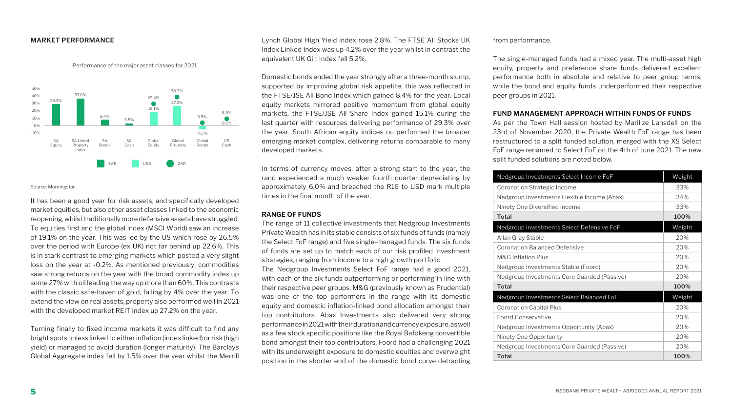## MARKET PERFORMANCE

Performance of the major asset classes for 2021

| Asset class | ZAR | USD | ZAR (marker) |
|---|---|---|---|
| SA Equity | 29.3% | | |
| SA Listed Property Index | 37.0% | | |
| SA Bonds | 8.4% | | |
| SA Cash | 3.5% | | |
| Global Equity | | 19.1% | 29.4% |
| Global Property | | 27.2% | 38.3% |
| Global Bonds | | -4.7% | 3.5% |
| US Cash | | 0.2% | 8.8% |

Source: Morningstar

It has been a good year for risk assets, and specifically developed market equities, but also other asset classes linked to the economic reopening, whilst traditionally more defensive assets have struggled. To equities first and the global index (MSCI World) saw an increase of 19.1% on the year. This was led by the US which rose by 26.5% over the period with Europe (ex UK) not far behind up 22.6%. This is in stark contrast to emerging markets which posted a very slight loss on the year at -0.2%. As mentioned previously, commodities saw strong returns on the year with the broad commodity index up some 27% with oil leading the way up more than 60%. This contrasts with the classic safe-haven of gold, falling by 4% over the year. To extend the view on real assets, property also performed well in 2021 with the developed market REIT index up 27.2% on the year.

Turning finally to fixed income markets it was difficult to find any bright spots unless linked to either inflation (index linked) or risk (high yield) or managed to avoid duration (longer maturity). The Barclays Global Aggregate index fell by 1.5% over the year whilst the Merrill Lynch Global High Yield index rose 2.8%. The FTSE All Stocks UK Index Linked Index was up 4.2% over the year whilst in contrast the equivalent UK Gilt Index fell 5.2%.

Domestic bonds ended the year strongly after a three-month slump, supported by improving global risk appetite, this was reflected in the FTSE/JSE All Bond Index which gained 8.4% for the year. Local equity markets mirrored positive momentum from global equity markets, the FTSE/JSE All Share Index gained 15.1% during the last quarter with resources delivering performance of 29.3% over the year. South African equity indices outperformed the broader emerging market complex, delivering returns comparable to many developed markets.

In terms of currency moves, after a strong start to the year, the rand experienced a much weaker fourth quarter depreciating by approximately 6,0% and breached the R16 to USD mark multiple times in the final month of the year.

## RANGE OF FUNDS

The range of 11 collective investments that Nedgroup Investments Private Wealth has in its stable consists of six funds of funds (namely the Select FoF range) and five single-managed funds. The six funds of funds are set up to match each of our risk profiled investment strategies, ranging from income to a high growth portfolio.

The Nedgroup Investments Select FoF range had a good 2021, with each of the six funds outperforming or performing in line with their respective peer groups. M&G (previously known as Prudential) was one of the top performers in the range with its domestic equity and domestic inflation-linked bond allocation amongst their top contributors. Abax Investments also delivered very strong performance in 2021 with their duration and currency exposure, as well as a few stock specific positions like the Royal Bafokeng convertible bond amongst their top contributors. Foord had a challenging 2021 with its underweight exposure to domestic equities and overweight position in the shorter end of the domestic bond curve detracting from performance.

The single-managed funds had a mixed year. The multi-asset high equity, property and preference share funds delivered excellent performance both in absolute and relative to peer group terms, while the bond and equity funds underperformed their respective peer groups in 2021.

## FUND MANAGEMENT APPROACH WITHIN FUNDS OF FUNDS

As per the Town Hall session hosted by Marilize Lansdell on the 23rd of November 2020, the Private Wealth FoF range has been restructured to a split funded solution, merged with the XS Select FoF range renamed to Select FoF on the 4th of June 2021. The new split funded solutions are noted below.

| Nedgroup Investments Select Income FoF | Weight |
|---|---|
| Coronation Strategic Income | 33% |
| Nedgroup Investments Flexible Income (Abax) | 34% |
| Ninety One Diversified Income | 33% |
| **Total** | **100%** |
| **Nedgroup Investments Select Defensive FoF** | **Weight** |
| Allan Gray Stable | 20% |
| Coronation Balanced Defensive | 20% |
| M&G Inflation Plus | 20% |
| Nedgroup Investments Stable (Foord) | 20% |
| Nedgroup Investments Core Guarded (Passive) | 20% |
| **Total** | **100%** |
| **Nedgroup Investments Select Balanced FoF** | **Weight** |
| Coronation Capital Plus | 20% |
| Foord Conservative | 20% |
| Nedgroup Investments Opportunity (Abax) | 20% |
| Ninety One Opportunity | 20% |
| Nedgroup Investments Core Guarded (Passive) | 20% |
| **Total** | **100%** |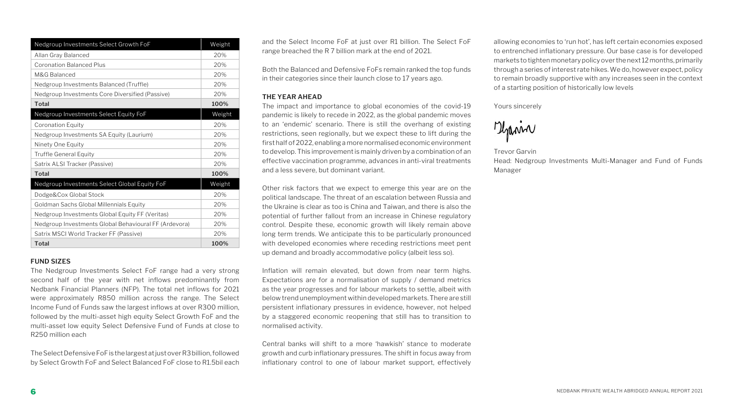| Nedgroup Investments Select Growth FoF | Weight |
|---|---|
| Allan Gray Balanced | 20% |
| Coronation Balanced Plus | 20% |
| M&G Balanced | 20% |
| Nedgroup Investments Balanced (Truffle) | 20% |
| Nedgroup Investments Core Diversified (Passive) | 20% |
| **Total** | **100%** |

| Nedgroup Investments Select Equity FoF | Weight |
|---|---|
| Coronation Equity | 20% |
| Nedgroup Investments SA Equity (Laurium) | 20% |
| Ninety One Equity | 20% |
| Truffle General Equity | 20% |
| Satrix ALSI Tracker (Passive) | 20% |
| **Total** | **100%** |

| Nedgroup Investments Select Global Equity FoF | Weight |
|---|---|
| Dodge&Cox Global Stock | 20% |
| Goldman Sachs Global Millennials Equity | 20% |
| Nedgroup Investments Global Equity FF (Veritas) | 20% |
| Nedgroup Investments Global Behavioural FF (Ardevora) | 20% |
| Satrix MSCI World Tracker FF (Passive) | 20% |
| **Total** | **100%** |

### FUND SIZES

The Nedgroup Investments Select FoF range had a very strong second half of the year with net inflows predominantly from Nedbank Financial Planners (NFP). The total net inflows for 2021 were approximately R850 million across the range. The Select Income Fund of Funds saw the largest inflows at over R300 million, followed by the multi-asset high equity Select Growth FoF and the multi-asset low equity Select Defensive Fund of Funds at close to R250 million each

The Select Defensive FoF is the largest at just over R3 billion, followed by Select Growth FoF and Select Balanced FoF close to R1.5bil each and the Select Income FoF at just over R1 billion. The Select FoF range breached the R 7 billion mark at the end of 2021.

Both the Balanced and Defensive FoFs remain ranked the top funds in their categories since their launch close to 17 years ago.

### THE YEAR AHEAD

The impact and importance to global economies of the covid-19 pandemic is likely to recede in 2022, as the global pandemic moves to an 'endemic' scenario. There is still the overhang of existing restrictions, seen regionally, but we expect these to lift during the first half of 2022, enabling a more normalised economic environment to develop. This improvement is mainly driven by a combination of an effective vaccination programme, advances in anti-viral treatments and a less severe, but dominant variant.

Other risk factors that we expect to emerge this year are on the political landscape. The threat of an escalation between Russia and the Ukraine is clear as too is China and Taiwan, and there is also the potential of further fallout from an increase in Chinese regulatory control. Despite these, economic growth will likely remain above long term trends. We anticipate this to be particularly pronounced with developed economies where receding restrictions meet pent up demand and broadly accommodative policy (albeit less so).

Inflation will remain elevated, but down from near term highs. Expectations are for a normalisation of supply / demand metrics as the year progresses and for labour markets to settle, albeit with below trend unemployment within developed markets. There are still persistent inflationary pressures in evidence, however, not helped by a staggered economic reopening that still has to transition to normalised activity.

Central banks will shift to a more 'hawkish' stance to moderate growth and curb inflationary pressures. The shift in focus away from inflationary control to one of labour market support, effectively allowing economies to 'run hot', has left certain economies exposed to entrenched inflationary pressure. Our base case is for developed markets to tighten monetary policy over the next 12 months, primarily through a series of interest rate hikes. We do, however expect, policy to remain broadly supportive with any increases seen in the context of a starting position of historically low levels

Yours sincerely

Trevor Garvin
Head: Nedgroup Investments Multi-Manager and Fund of Funds Manager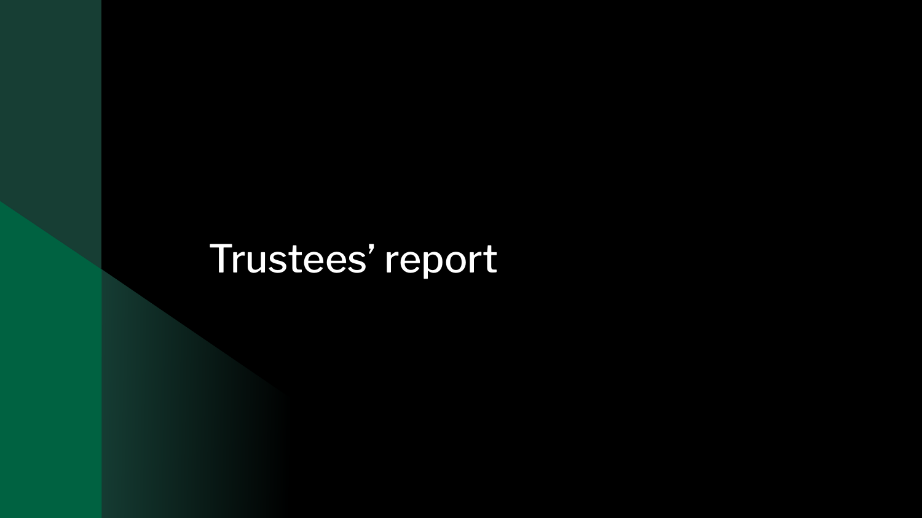# Trustees' report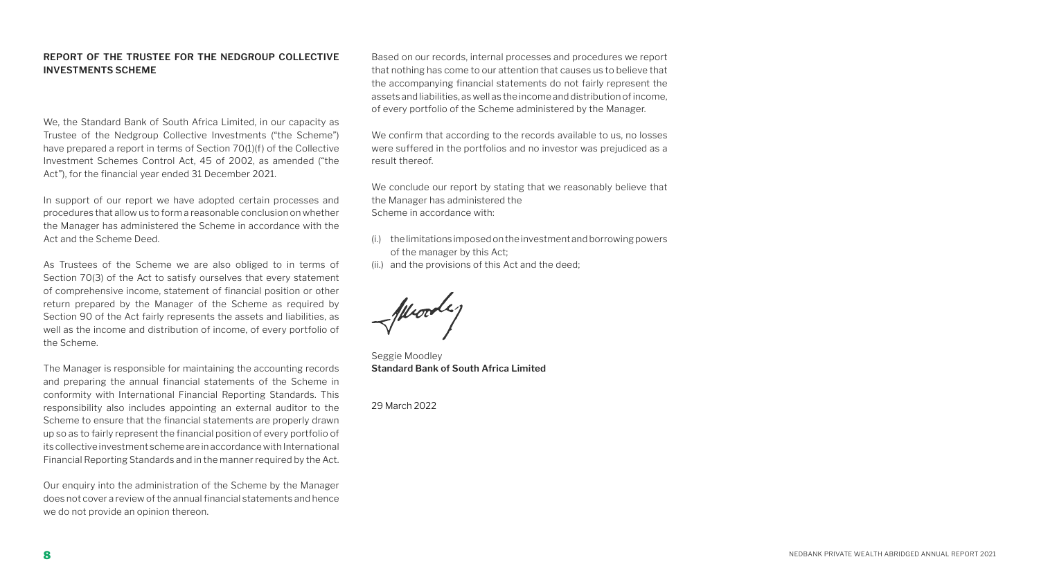## REPORT OF THE TRUSTEE FOR THE NEDGROUP COLLECTIVE INVESTMENTS SCHEME

We, the Standard Bank of South Africa Limited, in our capacity as Trustee of the Nedgroup Collective Investments ("the Scheme") have prepared a report in terms of Section 70(1)(f) of the Collective Investment Schemes Control Act, 45 of 2002, as amended ("the Act"), for the financial year ended 31 December 2021.

In support of our report we have adopted certain processes and procedures that allow us to form a reasonable conclusion on whether the Manager has administered the Scheme in accordance with the Act and the Scheme Deed.

As Trustees of the Scheme we are also obliged to in terms of Section 70(3) of the Act to satisfy ourselves that every statement of comprehensive income, statement of financial position or other return prepared by the Manager of the Scheme as required by Section 90 of the Act fairly represents the assets and liabilities, as well as the income and distribution of income, of every portfolio of the Scheme.

The Manager is responsible for maintaining the accounting records and preparing the annual financial statements of the Scheme in conformity with International Financial Reporting Standards. This responsibility also includes appointing an external auditor to the Scheme to ensure that the financial statements are properly drawn up so as to fairly represent the financial position of every portfolio of its collective investment scheme are in accordance with International Financial Reporting Standards and in the manner required by the Act.

Our enquiry into the administration of the Scheme by the Manager does not cover a review of the annual financial statements and hence we do not provide an opinion thereon.

Based on our records, internal processes and procedures we report that nothing has come to our attention that causes us to believe that the accompanying financial statements do not fairly represent the assets and liabilities, as well as the income and distribution of income, of every portfolio of the Scheme administered by the Manager.

We confirm that according to the records available to us, no losses were suffered in the portfolios and no investor was prejudiced as a result thereof.

We conclude our report by stating that we reasonably believe that the Manager has administered the
Scheme in accordance with:

(i.) the limitations imposed on the investment and borrowing powers of the manager by this Act;
(ii.) and the provisions of this Act and the deed;

Seggie Moodley
**Standard Bank of South Africa Limited**

29 March 2022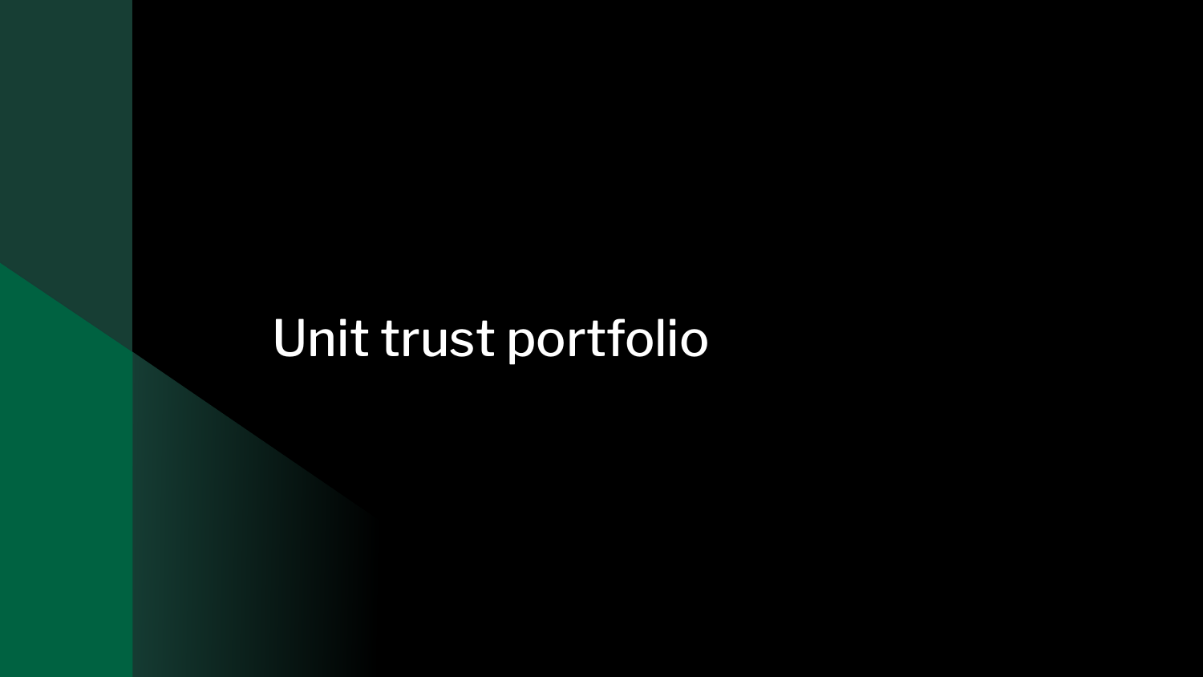# Unit trust portfolio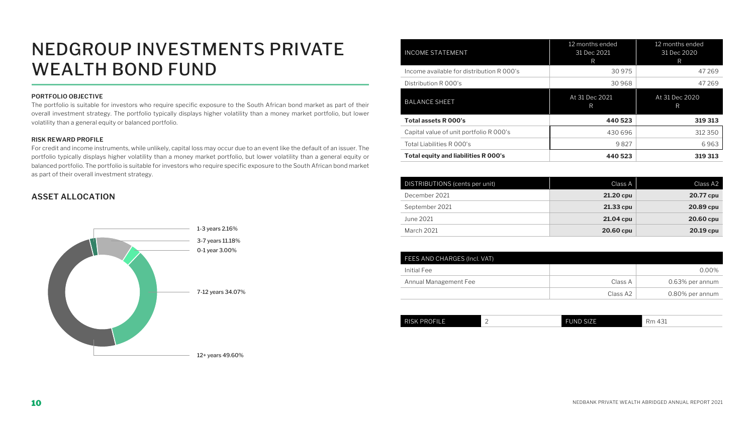# NEDGROUP INVESTMENTS PRIVATE WEALTH BOND FUND

**PORTFOLIO OBJECTIVE**

The portfolio is suitable for investors who require specific exposure to the South African bond market as part of their overall investment strategy. The portfolio typically displays higher volatility than a money market portfolio, but lower volatility than a general equity or balanced portfolio.

**RISK REWARD PROFILE**

For credit and income instruments, while unlikely, capital loss may occur due to an event like the default of an issuer. The portfolio typically displays higher volatility than a money market portfolio, but lower volatility than a general equity or balanced portfolio. The portfolio is suitable for investors who require specific exposure to the South African bond market as part of their overall investment strategy.

## ASSET ALLOCATION

- 1-3 years 2.16%
- 3-7 years 11.18%
- 0-1 year 3.00%
- 7-12 years 34.07%
- 12+ years 49.60%

| INCOME STATEMENT | 12 months ended 31 Dec 2021 R | 12 months ended 31 Dec 2020 R |
|---|---|---|
| Income available for distribution R 000's | 30 975 | 47 269 |
| Distribution R 000's | 30 968 | 47 269 |
| **BALANCE SHEET** | **At 31 Dec 2021 R** | **At 31 Dec 2020 R** |
| **Total assets R 000's** | **440 523** | **319 313** |
| Capital value of unit portfolio R 000's | 430 696 | 312 350 |
| Total Liabilities R 000's | 9 827 | 6 963 |
| **Total equity and liabilities R 000's** | **440 523** | **319 313** |

| DISTRIBUTIONS (cents per unit) | Class A | Class A2 |
|---|---|---|
| December 2021 | **21.20 cpu** | **20.77 cpu** |
| September 2021 | **21.33 cpu** | **20.89 cpu** |
| June 2021 | **21.04 cpu** | **20.60 cpu** |
| March 2021 | **20.60 cpu** | **20.19 cpu** |

| FEES AND CHARGES (Incl. VAT) | | |
|---|---|---|
| Initial Fee | | 0.00% |
| Annual Management Fee | Class A | 0.63% per annum |
| | Class A2 | 0.80% per annum |

| RISK PROFILE | 2 | FUND SIZE | Rm 431 |
|---|---|---|---|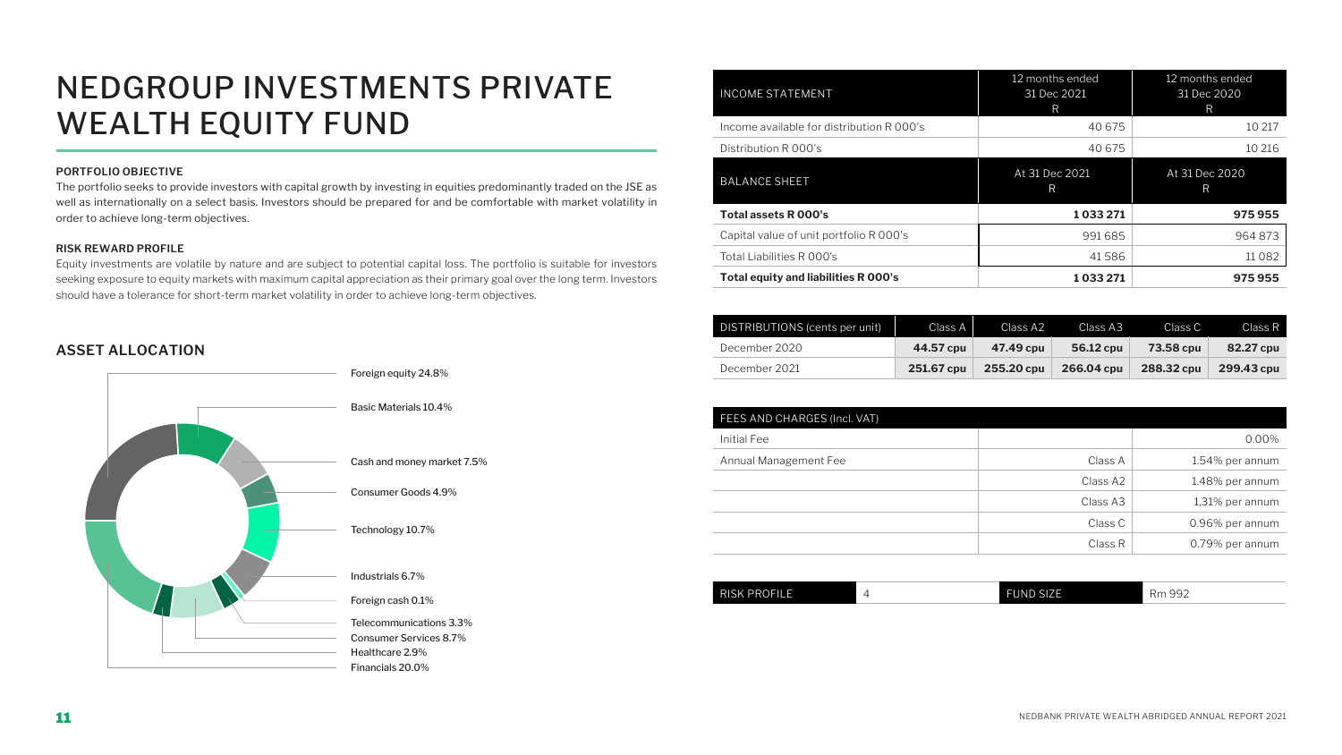# NEDGROUP INVESTMENTS PRIVATE WEALTH EQUITY FUND

**PORTFOLIO OBJECTIVE**

The portfolio seeks to provide investors with capital growth by investing in equities predominantly traded on the JSE as well as internationally on a select basis. Investors should be prepared for and be comfortable with market volatility in order to achieve long-term objectives.

**RISK REWARD PROFILE**

Equity investments are volatile by nature and are subject to potential capital loss. The portfolio is suitable for investors seeking exposure to equity markets with maximum capital appreciation as their primary goal over the long term. Investors should have a tolerance for short-term market volatility in order to achieve long-term objectives.

## ASSET ALLOCATION

- Foreign equity 24.8%
- Basic Materials 10.4%
- Cash and money market 7.5%
- Consumer Goods 4.9%
- Technology 10.7%
- Industrials 6.7%
- Foreign cash 0.1%
- Telecommunications 3.3%
- Consumer Services 8.7%
- Healthcare 2.9%
- Financials 20.0%

| INCOME STATEMENT | 12 months ended 31 Dec 2021 R | 12 months ended 31 Dec 2020 R |
|---|---|---|
| Income available for distribution R 000's | 40 675 | 10 217 |
| Distribution R 000's | 40 675 | 10 216 |
| **BALANCE SHEET** | **At 31 Dec 2021 R** | **At 31 Dec 2020 R** |
| **Total assets R 000's** | **1 033 271** | **975 955** |
| Capital value of unit portfolio R 000's | 991 685 | 964 873 |
| Total Liabilities R 000's | 41 586 | 11 082 |
| **Total equity and liabilities R 000's** | **1 033 271** | **975 955** |

| DISTRIBUTIONS (cents per unit) | Class A | Class A2 | Class A3 | Class C | Class R |
|---|---|---|---|---|---|
| December 2020 | **44.57 cpu** | **47.49 cpu** | **56.12 cpu** | **73.58 cpu** | **82.27 cpu** |
| December 2021 | **251.67 cpu** | **255.20 cpu** | **266.04 cpu** | **288.32 cpu** | **299.43 cpu** |

| FEES AND CHARGES (Incl. VAT) | | |
|---|---|---|
| Initial Fee | | 0.00% |
| Annual Management Fee | Class A | 1.54% per annum |
| | Class A2 | 1.48% per annum |
| | Class A3 | 1,31% per annum |
| | Class C | 0.96% per annum |
| | Class R | 0.79% per annum |

| RISK PROFILE | 4 | FUND SIZE | Rm 992 |
|---|---|---|---|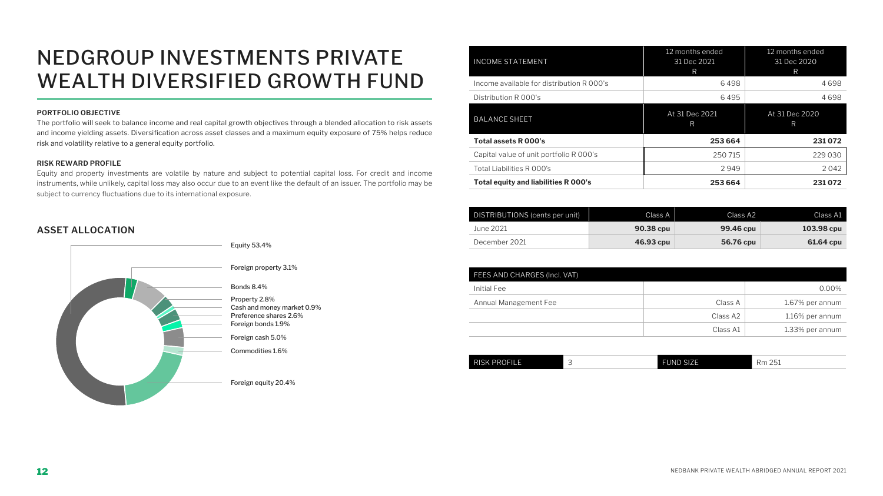# NEDGROUP INVESTMENTS PRIVATE WEALTH DIVERSIFIED GROWTH FUND

**PORTFOLIO OBJECTIVE**

The portfolio will seek to balance income and real capital growth objectives through a blended allocation to risk assets and income yielding assets. Diversification across asset classes and a maximum equity exposure of 75% helps reduce risk and volatility relative to a general equity portfolio.

**RISK REWARD PROFILE**

Equity and property investments are volatile by nature and subject to potential capital loss. For credit and income instruments, while unlikely, capital loss may also occur due to an event like the default of an issuer. The portfolio may be subject to currency fluctuations due to its international exposure.

## ASSET ALLOCATION

- Equity 53.4%
- Foreign property 3.1%
- Bonds 8.4%
- Property 2.8%
- Cash and money market 0.9%
- Preference shares 2.6%
- Foreign bonds 1.9%
- Foreign cash 5.0%
- Commodities 1.6%
- Foreign equity 20.4%

| INCOME STATEMENT | 12 months ended 31 Dec 2021 R | 12 months ended 31 Dec 2020 R |
|---|---|---|
| Income available for distribution R 000's | 6 498 | 4 698 |
| Distribution R 000's | 6 495 | 4 698 |
| **BALANCE SHEET** | **At 31 Dec 2021 R** | **At 31 Dec 2020 R** |
| **Total assets R 000's** | **253 664** | **231 072** |
| Capital value of unit portfolio R 000's | 250 715 | 229 030 |
| Total Liabilities R 000's | 2 949 | 2 042 |
| **Total equity and liabilities R 000's** | **253 664** | **231 072** |

| DISTRIBUTIONS (cents per unit) | Class A | Class A2 | Class A1 |
|---|---|---|---|
| June 2021 | **90.38 cpu** | **99.46 cpu** | **103.98 cpu** |
| December 2021 | **46.93 cpu** | **56.76 cpu** | **61.64 cpu** |

| FEES AND CHARGES (Incl. VAT) | | |
|---|---|---|
| Initial Fee | | 0.00% |
| Annual Management Fee | Class A | 1.67% per annum |
| | Class A2 | 1.16% per annum |
| | Class A1 | 1.33% per annum |

| RISK PROFILE | 3 | FUND SIZE | Rm 251 |
|---|---|---|---|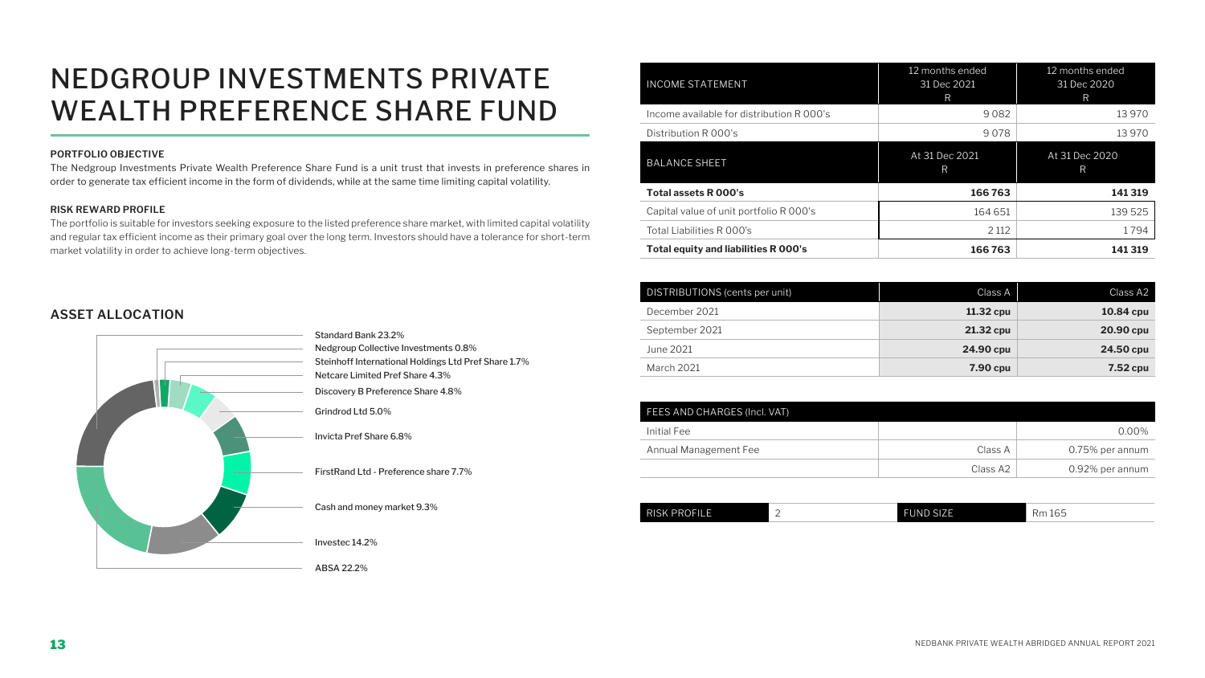# NEDGROUP INVESTMENTS PRIVATE WEALTH PREFERENCE SHARE FUND

**PORTFOLIO OBJECTIVE**

The Nedgroup Investments Private Wealth Preference Share Fund is a unit trust that invests in preference shares in order to generate tax efficient income in the form of dividends, while at the same time limiting capital volatility.

**RISK REWARD PROFILE**

The portfolio is suitable for investors seeking exposure to the listed preference share market, with limited capital volatility and regular tax efficient income as their primary goal over the long term. Investors should have a tolerance for short-term market volatility in order to achieve long-term objectives.

## ASSET ALLOCATION

- Standard Bank 23.2%
- Nedgroup Collective Investments 0.8%
- Steinhoff International Holdings Ltd Pref Share 1.7%
- Netcare Limited Pref Share 4.3%
- Discovery B Preference Share 4.8%
- Grindrod Ltd 5.0%
- Invicta Pref Share 6.8%
- FirstRand Ltd - Preference share 7.7%
- Cash and money market 9.3%
- Investec 14.2%
- ABSA 22.2%

| INCOME STATEMENT | 12 months ended 31 Dec 2021 R | 12 months ended 31 Dec 2020 R |
|---|---|---|
| Income available for distribution R 000's | 9 082 | 13 970 |
| Distribution R 000's | 9 078 | 13 970 |
| **BALANCE SHEET** | **At 31 Dec 2021 R** | **At 31 Dec 2020 R** |
| **Total assets R 000's** | **166 763** | **141 319** |
| Capital value of unit portfolio R 000's | 164 651 | 139 525 |
| Total Liabilities R 000's | 2 112 | 1 794 |
| **Total equity and liabilities R 000's** | **166 763** | **141 319** |

| DISTRIBUTIONS (cents per unit) | Class A | Class A2 |
|---|---|---|
| December 2021 | **11.32 cpu** | **10.84 cpu** |
| September 2021 | **21.32 cpu** | **20.90 cpu** |
| June 2021 | **24.90 cpu** | **24.50 cpu** |
| March 2021 | **7.90 cpu** | **7.52 cpu** |

| FEES AND CHARGES (Incl. VAT) | | |
|---|---|---|
| Initial Fee | | 0.00% |
| Annual Management Fee | Class A | 0.75% per annum |
| | Class A2 | 0.92% per annum |

| RISK PROFILE | 2 | FUND SIZE | Rm 165 |
|---|---|---|---|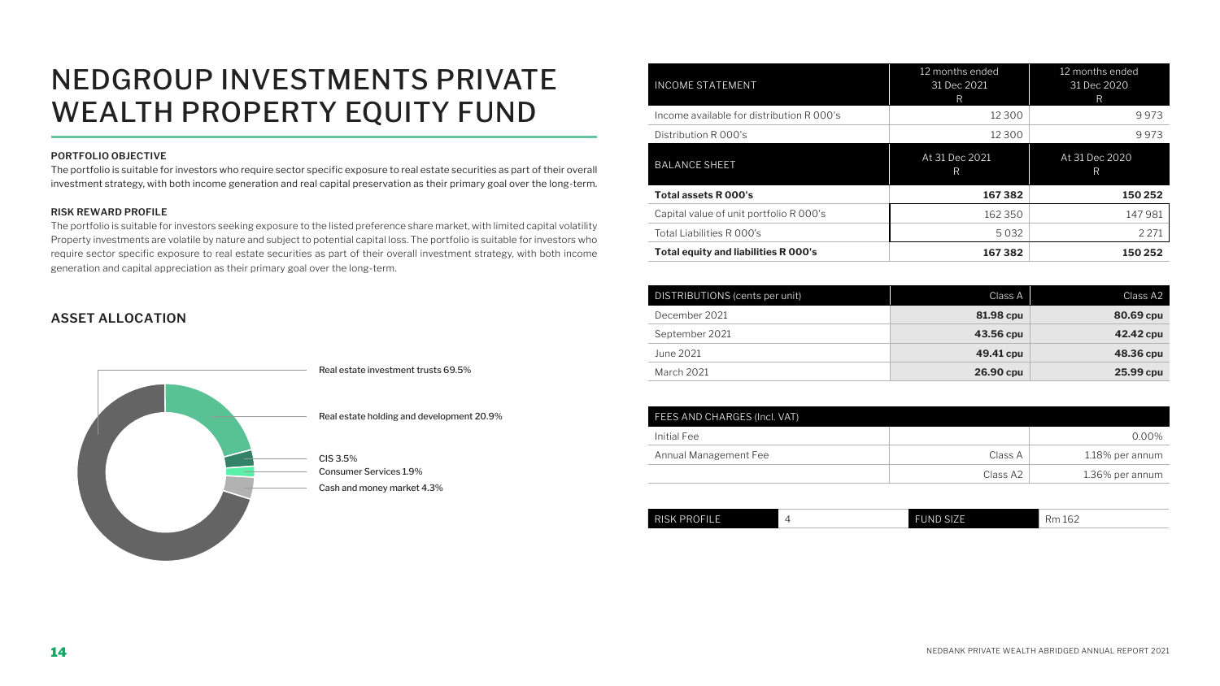# NEDGROUP INVESTMENTS PRIVATE WEALTH PROPERTY EQUITY FUND

**PORTFOLIO OBJECTIVE**

The portfolio is suitable for investors who require sector specific exposure to real estate securities as part of their overall investment strategy, with both income generation and real capital preservation as their primary goal over the long-term.

**RISK REWARD PROFILE**

The portfolio is suitable for investors seeking exposure to the listed preference share market, with limited capital volatility Property investments are volatile by nature and subject to potential capital loss. The portfolio is suitable for investors who require sector specific exposure to real estate securities as part of their overall investment strategy, with both income generation and capital appreciation as their primary goal over the long-term.

## ASSET ALLOCATION

- Real estate investment trusts 69.5%
- Real estate holding and development 20.9%
- CIS 3.5%
- Consumer Services 1.9%
- Cash and money market 4.3%

| INCOME STATEMENT | 12 months ended 31 Dec 2021 R | 12 months ended 31 Dec 2020 R |
|---|---|---|
| Income available for distribution R 000's | 12 300 | 9 973 |
| Distribution R 000's | 12 300 | 9 973 |
| **BALANCE SHEET** | **At 31 Dec 2021 R** | **At 31 Dec 2020 R** |
| **Total assets R 000's** | **167 382** | **150 252** |
| Capital value of unit portfolio R 000's | 162 350 | 147 981 |
| Total Liabilities R 000's | 5 032 | 2 271 |
| **Total equity and liabilities R 000's** | **167 382** | **150 252** |

| DISTRIBUTIONS (cents per unit) | Class A | Class A2 |
|---|---|---|
| December 2021 | **81.98 cpu** | **80.69 cpu** |
| September 2021 | **43.56 cpu** | **42.42 cpu** |
| June 2021 | **49.41 cpu** | **48.36 cpu** |
| March 2021 | **26.90 cpu** | **25.99 cpu** |

| FEES AND CHARGES (Incl. VAT) | | |
|---|---|---|
| Initial Fee | | 0.00% |
| Annual Management Fee | Class A | 1.18% per annum |
| | Class A2 | 1.36% per annum |

| RISK PROFILE | 4 | FUND SIZE | Rm 162 |
|---|---|---|---|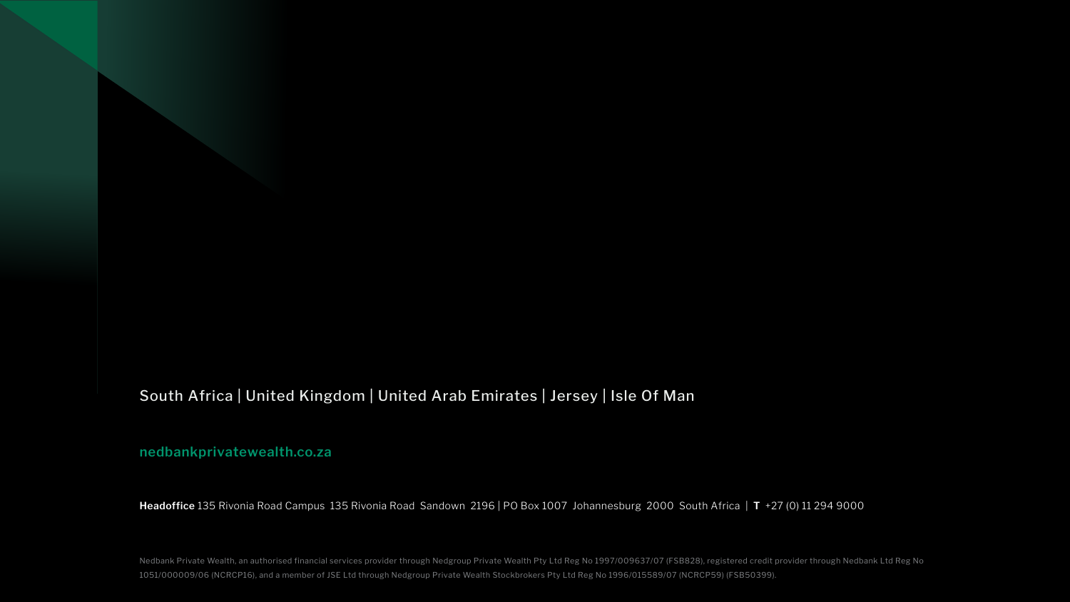South Africa | United Kingdom | United Arab Emirates | Jersey | Isle Of Man

nedbankprivatewealth.co.za

**Headoffice** 135 Rivonia Road Campus 135 Rivonia Road Sandown 2196 | PO Box 1007 Johannesburg 2000 South Africa | **T** +27 (0) 11 294 9000

Nedbank Private Wealth, an authorised financial services provider through Nedgroup Private Wealth Pty Ltd Reg No 1997/009637/07 (FSB828), registered credit provider through Nedbank Ltd Reg No 1051/000009/06 (NCRCP16), and a member of JSE Ltd through Nedgroup Private Wealth Stockbrokers Pty Ltd Reg No 1996/015589/07 (NCRCP59) (FSB50399).